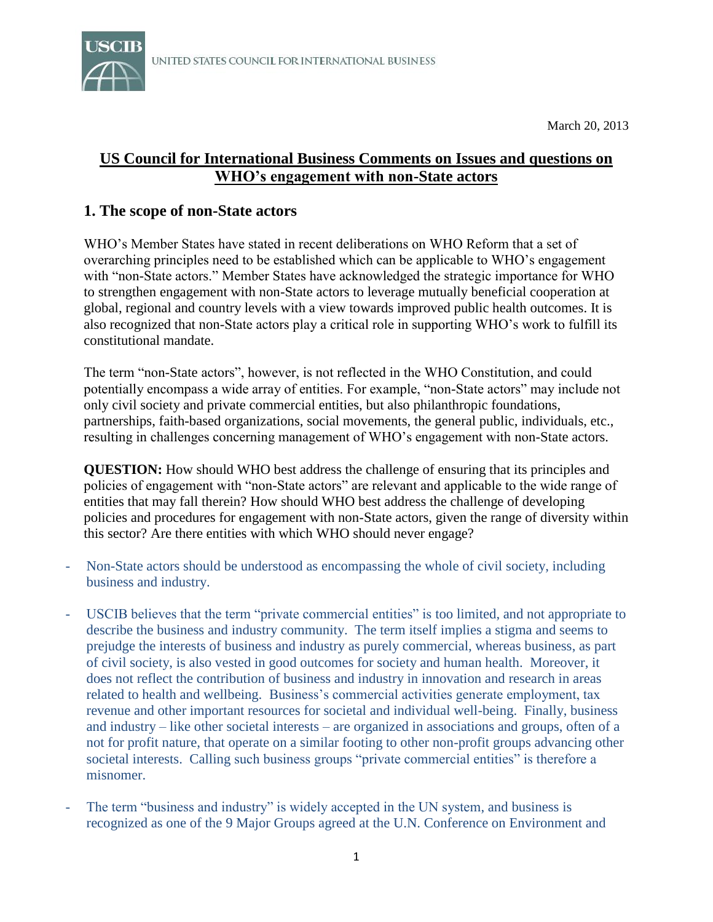UNITED STATES COUNCIL FOR INTERNATIONAL BUSINESS

March 20, 2013

# US Council for International Business Comments on Issues and questions on WHO's engagement with non-State actors

## 1. The scope of non-State actors

WHO's Member States have stated in recent deliberations on WHO Reform that a set of overarching principles need to be established which can be applicable to WHO's engagement with "non-State actors." Member States have acknowledged the strategic importance for WHO to strengthen engagement with non-State actors to leverage mutually beneficial cooperation at global, regional and country levels with a view towards improved public health outcomes. It is also recognized that non-State actors play a critical role in supporting WHO's work to fulfill its constitutional mandate.

The term "non-State actors", however, is not reflected in the WHO Constitution, and could potentially encompass a wide array of entities. For example, "non-State actors" may include not only civil society and private commercial entities, but also philanthropic foundations, partnerships, faith-based organizations, social movements, the general public, individuals, etc., resulting in challenges concerning management of WHO's engagement with non-State actors.

**QUESTION:** How should WHO best address the challenge of ensuring that its principles and policies of engagement with "non-State actors" are relevant and applicable to the wide range of entities that may fall therein? How should WHO best address the challenge of developing policies and procedures for engagement with non-State actors, given the range of diversity within this sector? Are there entities with which WHO should never engage?

- Non-State actors should be understood as encompassing the whole of civil society, including business and industry.
- USCIB believes that the term "private commercial entities" is too limited, and not appropriate to describe the business and industry community. The term itself implies a stigma and seems to prejudge the interests of business and industry as purely commercial, whereas business, as part of civil society, is also vested in good outcomes for society and human health. Moreover, it does not reflect the contribution of business and industry in innovation and research in areas related to health and wellbeing. Business's commercial activities generate employment, tax revenue and other important resources for societal and individual well-being. Finally, business and industry – like other societal interests – are organized in associations and groups, often of a not for profit nature, that operate on a similar footing to other non-profit groups advancing other societal interests. Calling such business groups "private commercial entities" is therefore a misnomer.
- The term "business and industry" is widely accepted in the UN system, and business is recognized as one of the 9 Major Groups agreed at the U.N. Conference on Environment and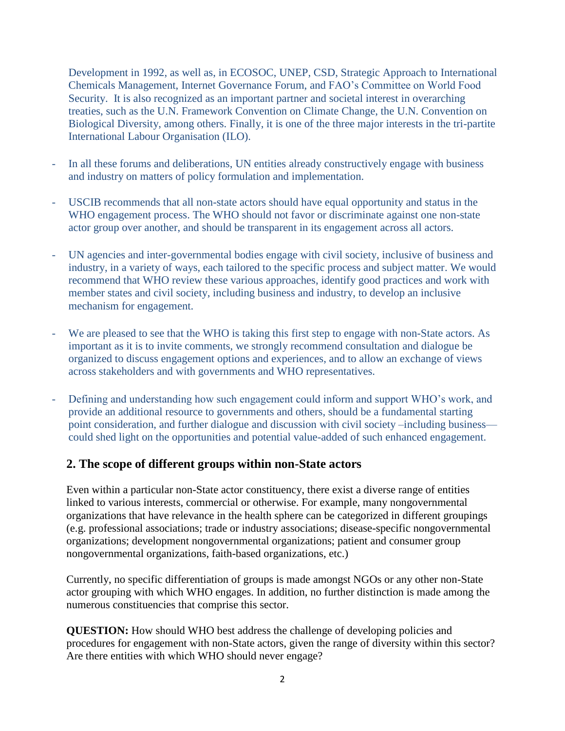Development in 1992, as well as, in ECOSOC, UNEP, CSD, Strategic Approach to International Chemicals Management, Internet Governance Forum, and FAO's Committee on World Food Security. It is also recognized as an important partner and societal interest in overarching treaties, such as the U.N. Framework Convention on Climate Change, the U.N. Convention on Biological Diversity, among others. Finally, it is one of the three major interests in the tri-partite International Labour Organisation (ILO).

- In all these forums and deliberations, UN entities already constructively engage with business and industry on matters of policy formulation and implementation.

- USCIB recommends that all non-state actors should have equal opportunity and status in the WHO engagement process. The WHO should not favor or discriminate against one non-state actor group over another, and should be transparent in its engagement across all actors.

- UN agencies and inter-governmental bodies engage with civil society, inclusive of business and industry, in a variety of ways, each tailored to the specific process and subject matter. We would recommend that WHO review these various approaches, identify good practices and work with member states and civil society, including business and industry, to develop an inclusive mechanism for engagement.

- We are pleased to see that the WHO is taking this first step to engage with non-State actors. As important as it is to invite comments, we strongly recommend consultation and dialogue be organized to discuss engagement options and experiences, and to allow an exchange of views across stakeholders and with governments and WHO representatives.

- Defining and understanding how such engagement could inform and support WHO's work, and provide an additional resource to governments and others, should be a fundamental starting point consideration, and further dialogue and discussion with civil society –including business— could shed light on the opportunities and potential value-added of such enhanced engagement.

## 2. The scope of different groups within non-State actors

Even within a particular non-State actor constituency, there exist a diverse range of entities linked to various interests, commercial or otherwise. For example, many nongovernmental organizations that have relevance in the health sphere can be categorized in different groupings (e.g. professional associations; trade or industry associations; disease-specific nongovernmental organizations; development nongovernmental organizations; patient and consumer group nongovernmental organizations, faith-based organizations, etc.)

Currently, no specific differentiation of groups is made amongst NGOs or any other non-State actor grouping with which WHO engages. In addition, no further distinction is made among the numerous constituencies that comprise this sector.

**QUESTION:** How should WHO best address the challenge of developing policies and procedures for engagement with non-State actors, given the range of diversity within this sector? Are there entities with which WHO should never engage?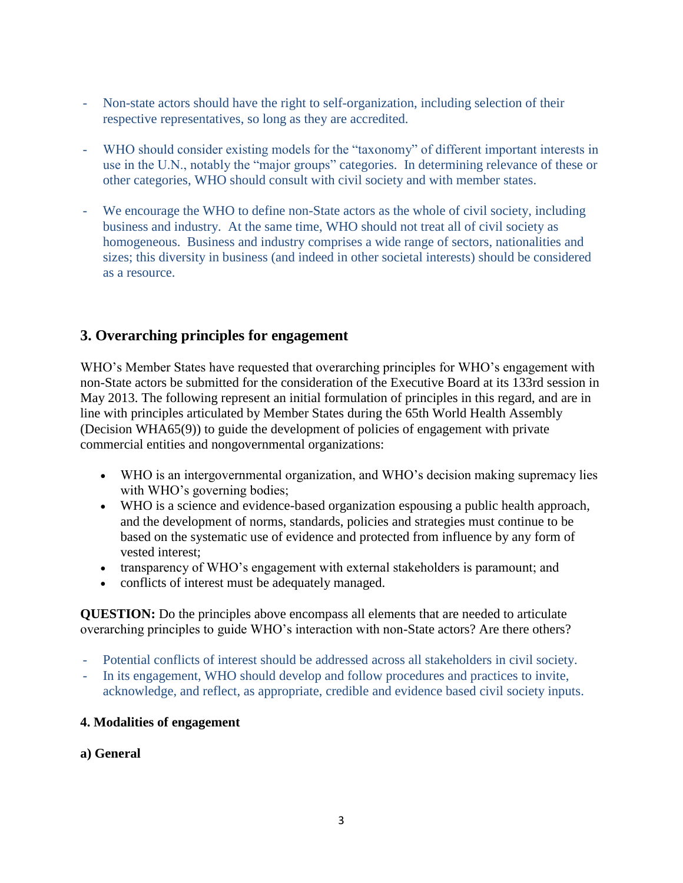- Non-state actors should have the right to self-organization, including selection of their respective representatives, so long as they are accredited.
- WHO should consider existing models for the "taxonomy" of different important interests in use in the U.N., notably the "major groups" categories. In determining relevance of these or other categories, WHO should consult with civil society and with member states.
- We encourage the WHO to define non-State actors as the whole of civil society, including business and industry. At the same time, WHO should not treat all of civil society as homogeneous. Business and industry comprises a wide range of sectors, nationalities and sizes; this diversity in business (and indeed in other societal interests) should be considered as a resource.

## 3. Overarching principles for engagement

WHO's Member States have requested that overarching principles for WHO's engagement with non-State actors be submitted for the consideration of the Executive Board at its 133rd session in May 2013. The following represent an initial formulation of principles in this regard, and are in line with principles articulated by Member States during the 65th World Health Assembly (Decision WHA65(9)) to guide the development of policies of engagement with private commercial entities and nongovernmental organizations:

- WHO is an intergovernmental organization, and WHO's decision making supremacy lies with WHO's governing bodies;
- WHO is a science and evidence-based organization espousing a public health approach, and the development of norms, standards, policies and strategies must continue to be based on the systematic use of evidence and protected from influence by any form of vested interest;
- transparency of WHO's engagement with external stakeholders is paramount; and
- conflicts of interest must be adequately managed.

**QUESTION:** Do the principles above encompass all elements that are needed to articulate overarching principles to guide WHO's interaction with non-State actors? Are there others?

- Potential conflicts of interest should be addressed across all stakeholders in civil society.
- In its engagement, WHO should develop and follow procedures and practices to invite, acknowledge, and reflect, as appropriate, credible and evidence based civil society inputs.

### 4. Modalities of engagement

#### a) General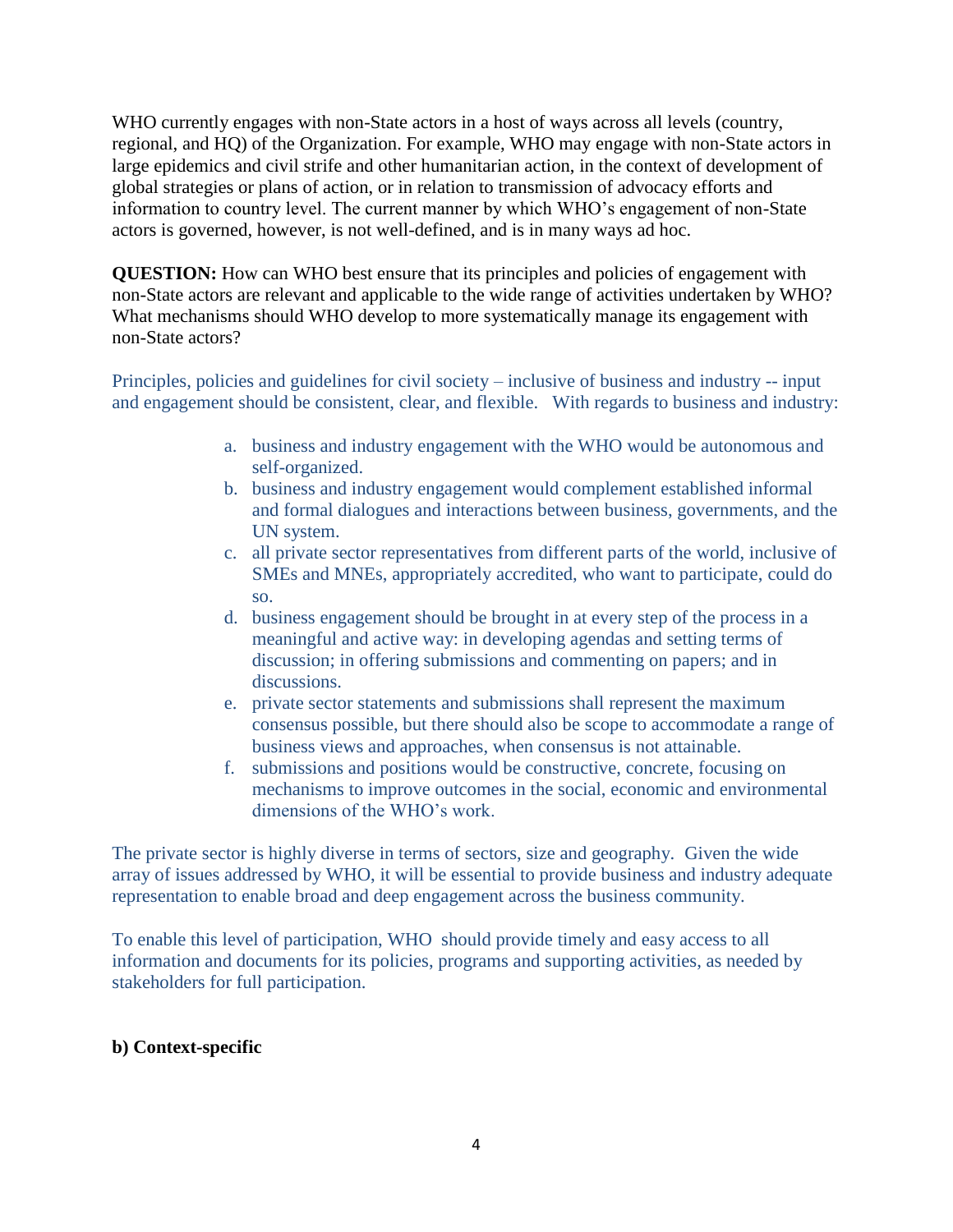WHO currently engages with non-State actors in a host of ways across all levels (country, regional, and HQ) of the Organization. For example, WHO may engage with non-State actors in large epidemics and civil strife and other humanitarian action, in the context of development of global strategies or plans of action, or in relation to transmission of advocacy efforts and information to country level. The current manner by which WHO's engagement of non-State actors is governed, however, is not well-defined, and is in many ways ad hoc.

**QUESTION:** How can WHO best ensure that its principles and policies of engagement with non-State actors are relevant and applicable to the wide range of activities undertaken by WHO? What mechanisms should WHO develop to more systematically manage its engagement with non-State actors?

Principles, policies and guidelines for civil society – inclusive of business and industry -- input and engagement should be consistent, clear, and flexible. With regards to business and industry:

a. business and industry engagement with the WHO would be autonomous and self-organized.
b. business and industry engagement would complement established informal and formal dialogues and interactions between business, governments, and the UN system.
c. all private sector representatives from different parts of the world, inclusive of SMEs and MNEs, appropriately accredited, who want to participate, could do so.
d. business engagement should be brought in at every step of the process in a meaningful and active way: in developing agendas and setting terms of discussion; in offering submissions and commenting on papers; and in discussions.
e. private sector statements and submissions shall represent the maximum consensus possible, but there should also be scope to accommodate a range of business views and approaches, when consensus is not attainable.
f. submissions and positions would be constructive, concrete, focusing on mechanisms to improve outcomes in the social, economic and environmental dimensions of the WHO's work.

The private sector is highly diverse in terms of sectors, size and geography. Given the wide array of issues addressed by WHO, it will be essential to provide business and industry adequate representation to enable broad and deep engagement across the business community.

To enable this level of participation, WHO should provide timely and easy access to all information and documents for its policies, programs and supporting activities, as needed by stakeholders for full participation.

**b) Context-specific**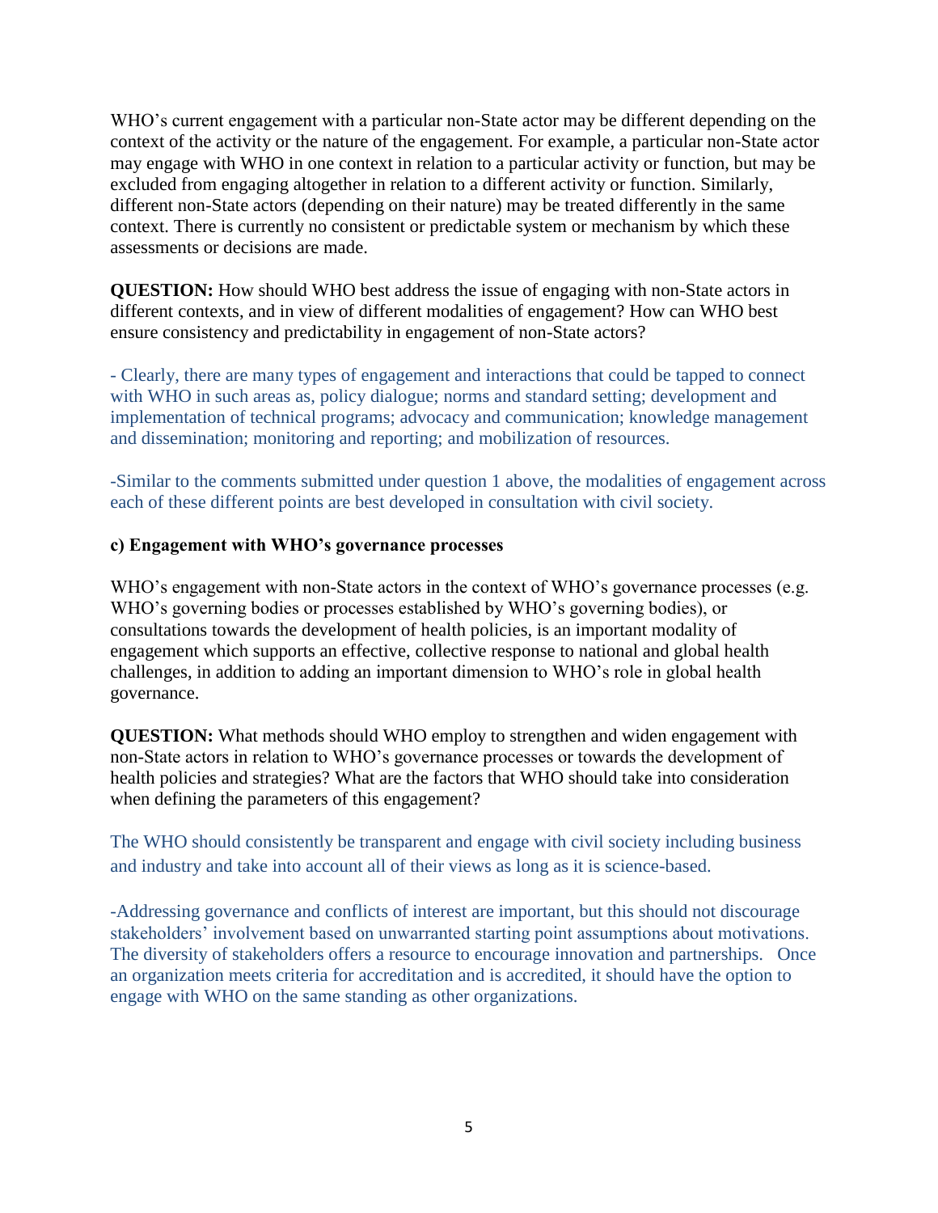WHO's current engagement with a particular non-State actor may be different depending on the context of the activity or the nature of the engagement. For example, a particular non-State actor may engage with WHO in one context in relation to a particular activity or function, but may be excluded from engaging altogether in relation to a different activity or function. Similarly, different non-State actors (depending on their nature) may be treated differently in the same context. There is currently no consistent or predictable system or mechanism by which these assessments or decisions are made.

**QUESTION:** How should WHO best address the issue of engaging with non-State actors in different contexts, and in view of different modalities of engagement? How can WHO best ensure consistency and predictability in engagement of non-State actors?

- Clearly, there are many types of engagement and interactions that could be tapped to connect with WHO in such areas as, policy dialogue; norms and standard setting; development and implementation of technical programs; advocacy and communication; knowledge management and dissemination; monitoring and reporting; and mobilization of resources.

-Similar to the comments submitted under question 1 above, the modalities of engagement across each of these different points are best developed in consultation with civil society.

**c) Engagement with WHO's governance processes**

WHO's engagement with non-State actors in the context of WHO's governance processes (e.g. WHO's governing bodies or processes established by WHO's governing bodies), or consultations towards the development of health policies, is an important modality of engagement which supports an effective, collective response to national and global health challenges, in addition to adding an important dimension to WHO's role in global health governance.

**QUESTION:** What methods should WHO employ to strengthen and widen engagement with non-State actors in relation to WHO's governance processes or towards the development of health policies and strategies? What are the factors that WHO should take into consideration when defining the parameters of this engagement?

The WHO should consistently be transparent and engage with civil society including business and industry and take into account all of their views as long as it is science-based.

-Addressing governance and conflicts of interest are important, but this should not discourage stakeholders' involvement based on unwarranted starting point assumptions about motivations. The diversity of stakeholders offers a resource to encourage innovation and partnerships. Once an organization meets criteria for accreditation and is accredited, it should have the option to engage with WHO on the same standing as other organizations.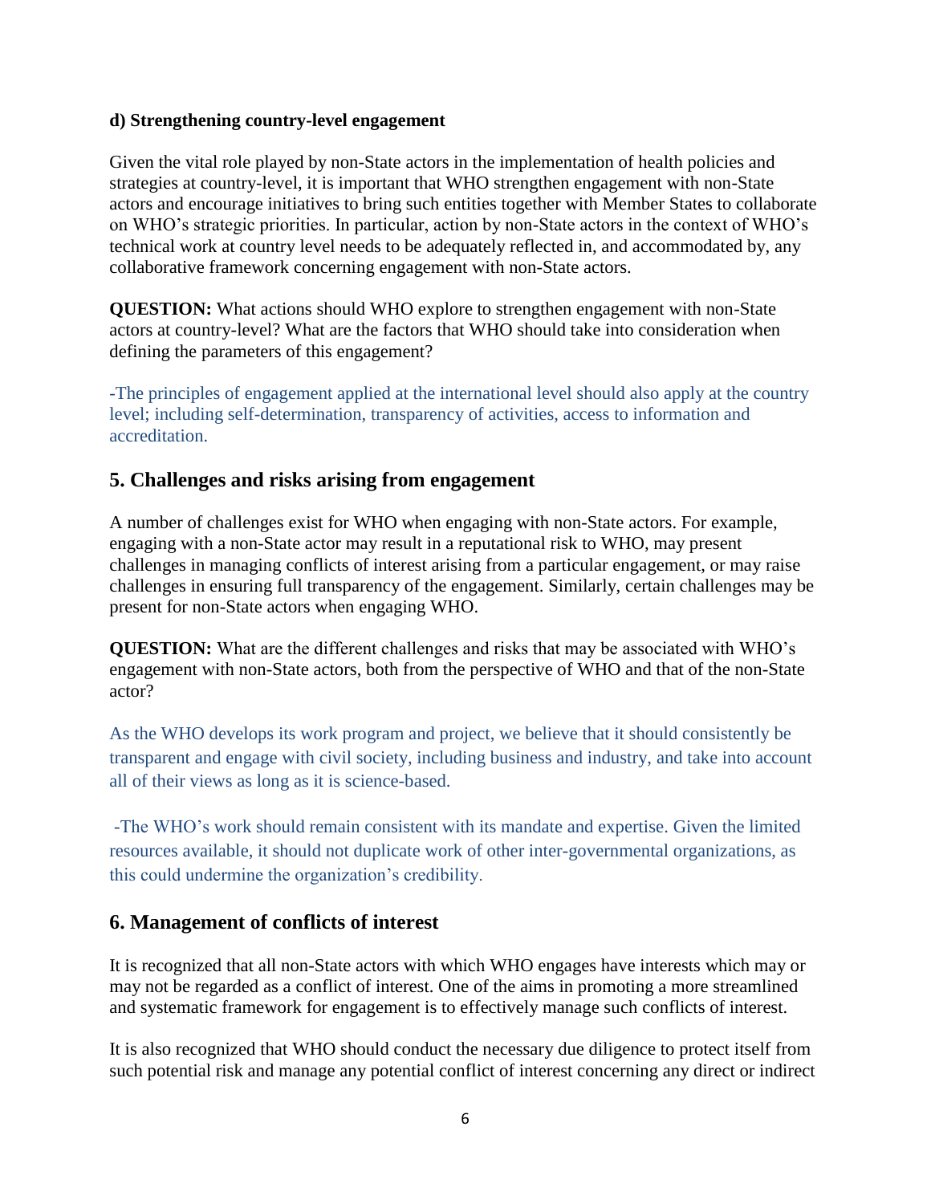**d) Strengthening country-level engagement**

Given the vital role played by non-State actors in the implementation of health policies and strategies at country-level, it is important that WHO strengthen engagement with non-State actors and encourage initiatives to bring such entities together with Member States to collaborate on WHO's strategic priorities. In particular, action by non-State actors in the context of WHO's technical work at country level needs to be adequately reflected in, and accommodated by, any collaborative framework concerning engagement with non-State actors.

**QUESTION:** What actions should WHO explore to strengthen engagement with non-State actors at country-level? What are the factors that WHO should take into consideration when defining the parameters of this engagement?

-The principles of engagement applied at the international level should also apply at the country level; including self-determination, transparency of activities, access to information and accreditation.

## 5. Challenges and risks arising from engagement

A number of challenges exist for WHO when engaging with non-State actors. For example, engaging with a non-State actor may result in a reputational risk to WHO, may present challenges in managing conflicts of interest arising from a particular engagement, or may raise challenges in ensuring full transparency of the engagement. Similarly, certain challenges may be present for non-State actors when engaging WHO.

**QUESTION:** What are the different challenges and risks that may be associated with WHO's engagement with non-State actors, both from the perspective of WHO and that of the non-State actor?

As the WHO develops its work program and project, we believe that it should consistently be transparent and engage with civil society, including business and industry, and take into account all of their views as long as it is science-based.

-The WHO's work should remain consistent with its mandate and expertise. Given the limited resources available, it should not duplicate work of other inter-governmental organizations, as this could undermine the organization's credibility.

## 6. Management of conflicts of interest

It is recognized that all non-State actors with which WHO engages have interests which may or may not be regarded as a conflict of interest. One of the aims in promoting a more streamlined and systematic framework for engagement is to effectively manage such conflicts of interest.

It is also recognized that WHO should conduct the necessary due diligence to protect itself from such potential risk and manage any potential conflict of interest concerning any direct or indirect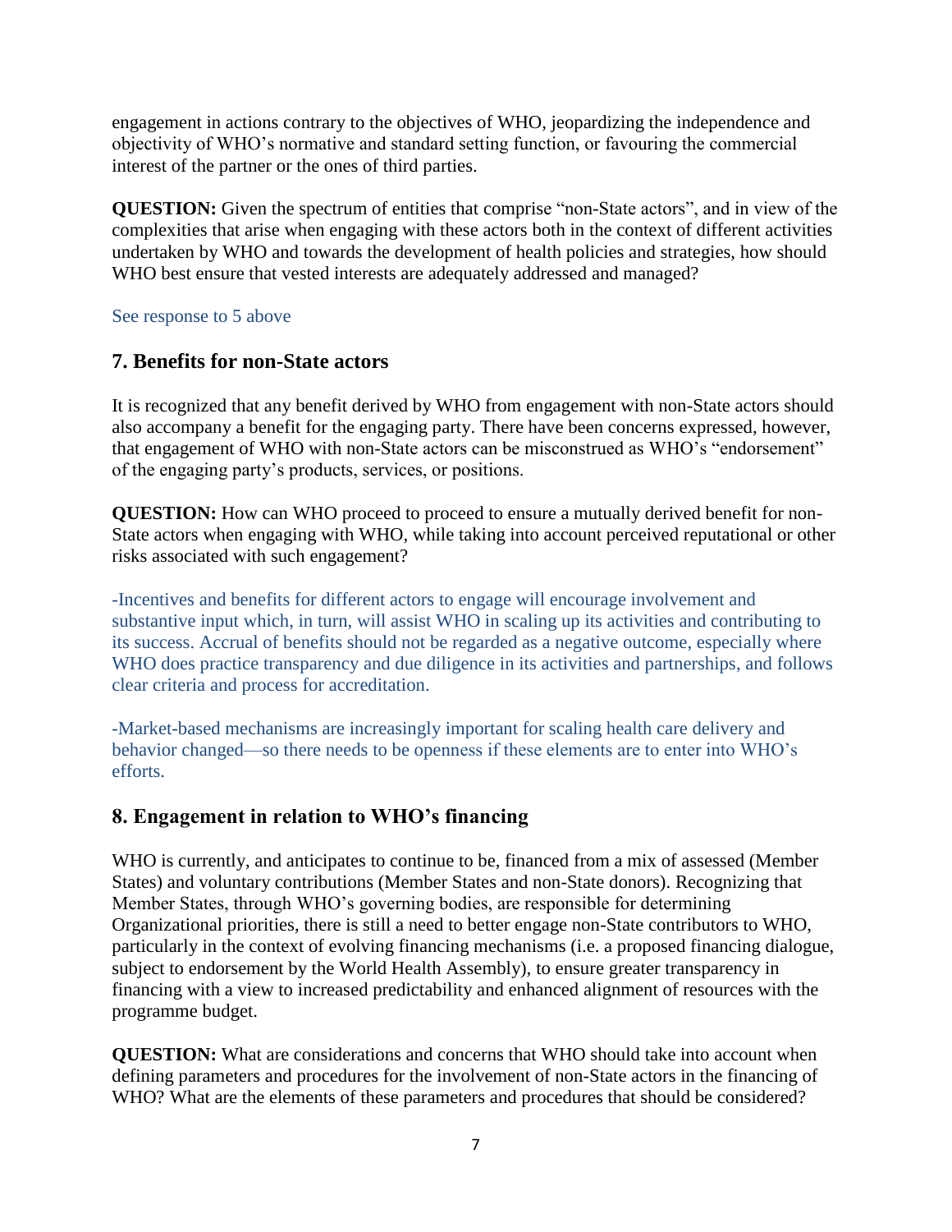engagement in actions contrary to the objectives of WHO, jeopardizing the independence and objectivity of WHO's normative and standard setting function, or favouring the commercial interest of the partner or the ones of third parties.

**QUESTION:** Given the spectrum of entities that comprise "non-State actors", and in view of the complexities that arise when engaging with these actors both in the context of different activities undertaken by WHO and towards the development of health policies and strategies, how should WHO best ensure that vested interests are adequately addressed and managed?

See response to 5 above

## 7. Benefits for non-State actors

It is recognized that any benefit derived by WHO from engagement with non-State actors should also accompany a benefit for the engaging party. There have been concerns expressed, however, that engagement of WHO with non-State actors can be misconstrued as WHO's "endorsement" of the engaging party's products, services, or positions.

**QUESTION:** How can WHO proceed to proceed to ensure a mutually derived benefit for non-State actors when engaging with WHO, while taking into account perceived reputational or other risks associated with such engagement?

-Incentives and benefits for different actors to engage will encourage involvement and substantive input which, in turn, will assist WHO in scaling up its activities and contributing to its success. Accrual of benefits should not be regarded as a negative outcome, especially where WHO does practice transparency and due diligence in its activities and partnerships, and follows clear criteria and process for accreditation.

-Market-based mechanisms are increasingly important for scaling health care delivery and behavior changed—so there needs to be openness if these elements are to enter into WHO's efforts.

## 8. Engagement in relation to WHO's financing

WHO is currently, and anticipates to continue to be, financed from a mix of assessed (Member States) and voluntary contributions (Member States and non-State donors). Recognizing that Member States, through WHO's governing bodies, are responsible for determining Organizational priorities, there is still a need to better engage non-State contributors to WHO, particularly in the context of evolving financing mechanisms (i.e. a proposed financing dialogue, subject to endorsement by the World Health Assembly), to ensure greater transparency in financing with a view to increased predictability and enhanced alignment of resources with the programme budget.

**QUESTION:** What are considerations and concerns that WHO should take into account when defining parameters and procedures for the involvement of non-State actors in the financing of WHO? What are the elements of these parameters and procedures that should be considered?